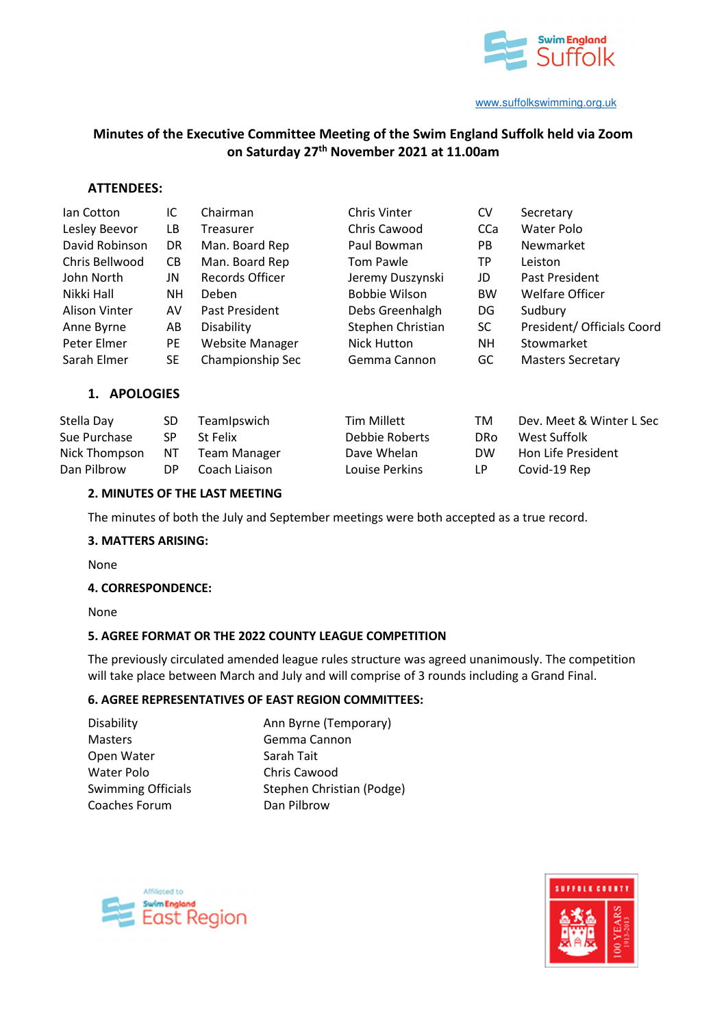www.suffolkswimming.org.uk

# Minutes of the Executive Committee Meeting of the Swim England Suffolk held via Zoom on Saturday 27th November 2021 at 11.00am

## ATTENDEES:

| | | | | | |
|---|---|---|---|---|---|
| Ian Cotton | IC | Chairman | Chris Vinter | CV | Secretary |
| Lesley Beevor | LB | Treasurer | Chris Cawood | CCa | Water Polo |
| David Robinson | DR | Man. Board Rep | Paul Bowman | PB | Newmarket |
| Chris Bellwood | CB | Man. Board Rep | Tom Pawle | TP | Leiston |
| John North | JN | Records Officer | Jeremy Duszynski | JD | Past President |
| Nikki Hall | NH | Deben | Bobbie Wilson | BW | Welfare Officer |
| Alison Vinter | AV | Past President | Debs Greenhalgh | DG | Sudbury |
| Anne Byrne | AB | Disability | Stephen Christian | SC | President/ Officials Coord |
| Peter Elmer | PE | Website Manager | Nick Hutton | NH | Stowmarket |
| Sarah Elmer | SE | Championship Sec | Gemma Cannon | GC | Masters Secretary |

## 1. APOLOGIES

| | | | | | |
|---|---|---|---|---|---|
| Stella Day | SD | TeamIpswich | Tim Millett | TM | Dev. Meet & Winter L Sec |
| Sue Purchase | SP | St Felix | Debbie Roberts | DRo | West Suffolk |
| Nick Thompson | NT | Team Manager | Dave Whelan | DW | Hon Life President |
| Dan Pilbrow | DP | Coach Liaison | Louise Perkins | LP | Covid-19 Rep |

## 2. MINUTES OF THE LAST MEETING

The minutes of both the July and September meetings were both accepted as a true record.

## 3. MATTERS ARISING:

None

## 4. CORRESPONDENCE:

None

## 5. AGREE FORMAT OR THE 2022 COUNTY LEAGUE COMPETITION

The previously circulated amended league rules structure was agreed unanimously. The competition will take place between March and July and will comprise of 3 rounds including a Grand Final.

## 6. AGREE REPRESENTATIVES OF EAST REGION COMMITTEES:

| | |
|---|---|
| Disability | Ann Byrne (Temporary) |
| Masters | Gemma Cannon |
| Open Water | Sarah Tait |
| Water Polo | Chris Cawood |
| Swimming Officials | Stephen Christian (Podge) |
| Coaches Forum | Dan Pilbrow |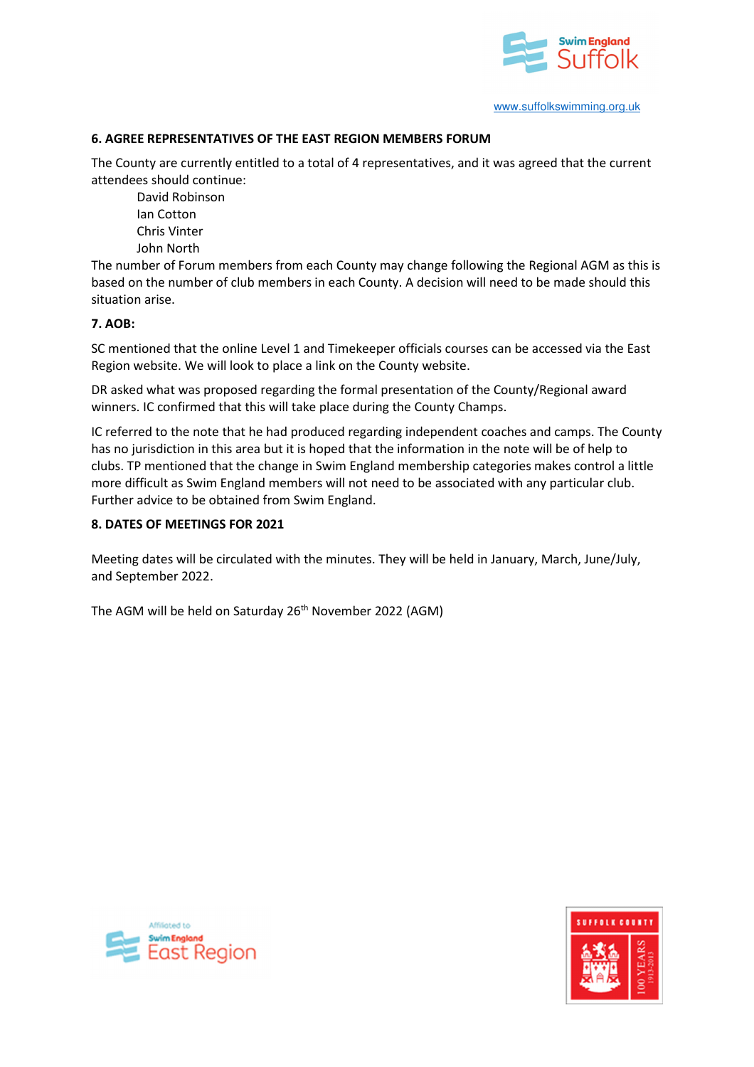### 6. AGREE REPRESENTATIVES OF THE EAST REGION MEMBERS FORUM

The County are currently entitled to a total of 4 representatives, and it was agreed that the current attendees should continue:

David Robinson
Ian Cotton
Chris Vinter
John North

The number of Forum members from each County may change following the Regional AGM as this is based on the number of club members in each County. A decision will need to be made should this situation arise.

### 7. AOB:

SC mentioned that the online Level 1 and Timekeeper officials courses can be accessed via the East Region website. We will look to place a link on the County website.

DR asked what was proposed regarding the formal presentation of the County/Regional award winners. IC confirmed that this will take place during the County Champs.

IC referred to the note that he had produced regarding independent coaches and camps. The County has no jurisdiction in this area but it is hoped that the information in the note will be of help to clubs. TP mentioned that the change in Swim England membership categories makes control a little more difficult as Swim England members will not need to be associated with any particular club. Further advice to be obtained from Swim England.

### 8. DATES OF MEETINGS FOR 2021

Meeting dates will be circulated with the minutes. They will be held in January, March, June/July, and September 2022.

The AGM will be held on Saturday 26th November 2022 (AGM)